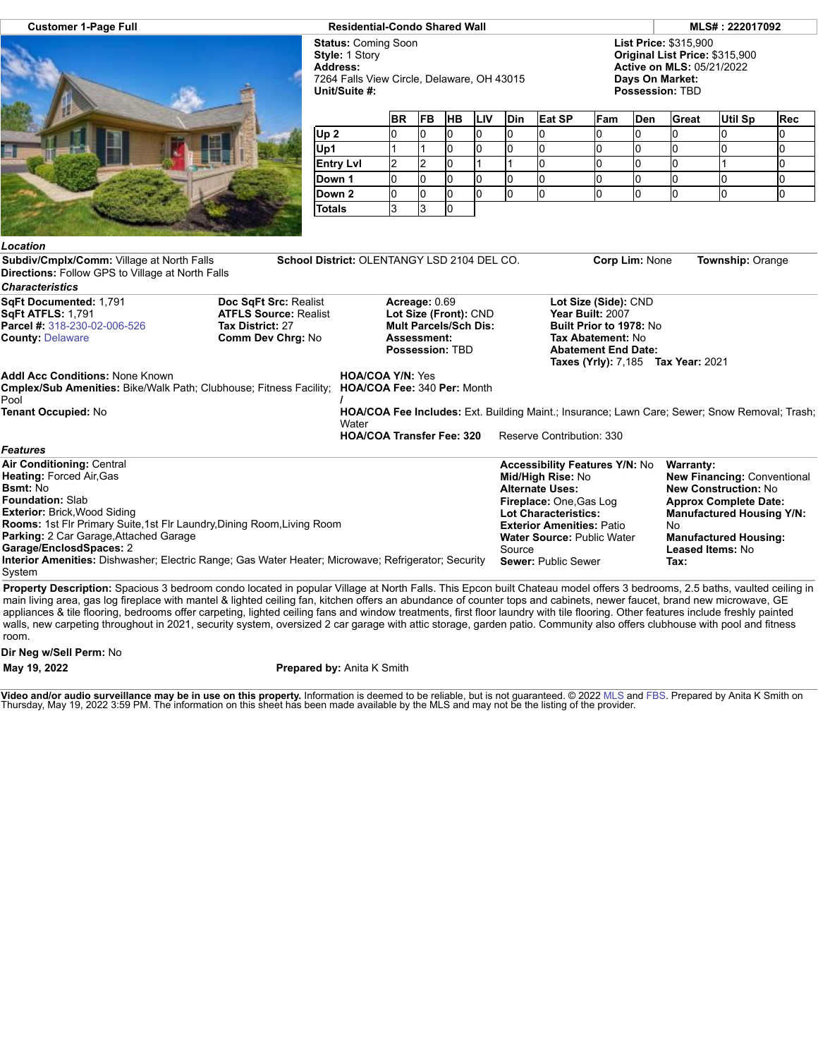**Customer 1-Page Full** | **Residential-Condo Shared Wall** | **MLS# : 222017092**

**Status:** Coming Soon
**Style:** 1 Story
**Address:**
7264 Falls View Circle, Delaware, OH 43015
**Unit/Suite #:**

**List Price:** $315,900
**Original List Price:** $315,900
**Active on MLS:** 05/21/2022
**Days On Market:**
**Possession:** TBD

| | BR | FB | HB | LIV | Din | Eat SP | Fam | Den | Great | Util Sp | Rec |
|---|---|---|---|---|---|---|---|---|---|---|---|
| Up 2 | 0 | 0 | 0 | 0 | 0 | 0 | 0 | 0 | 0 | 0 | 0 |
| Up1 | 1 | 1 | 0 | 0 | 0 | 0 | 0 | 0 | 0 | 0 | 0 |
| Entry Lvl | 2 | 2 | 0 | 1 | 1 | 0 | 0 | 0 | 0 | 1 | 0 |
| Down 1 | 0 | 0 | 0 | 0 | 0 | 0 | 0 | 0 | 0 | 0 | 0 |
| Down 2 | 0 | 0 | 0 | 0 | 0 | 0 | 0 | 0 | 0 | 0 | 0 |
| Totals | 3 | 3 | 0 | | | | | | | | |

### *Location*

**Subdiv/Cmplx/Comm:** Village at North Falls
**School District:** OLENTANGY LSD 2104 DEL CO.
**Corp Lim:** None
**Township:** Orange
**Directions:** Follow GPS to Village at North Falls

### *Characteristics*

**SqFt Documented:** 1,791
**SqFt ATFLS:** 1,791
**Parcel #:** 318-230-02-006-526
**County:** Delaware

**Doc SqFt Src:** Realist
**ATFLS Source:** Realist
**Tax District:** 27
**Comm Dev Chrg:** No

**Acreage:** 0.69
**Lot Size (Front):** CND
**Mult Parcels/Sch Dis:**
**Assessment:**
**Possession:** TBD

**Lot Size (Side):** CND
**Year Built:** 2007
**Built Prior to 1978:** No
**Tax Abatement:** No
**Abatement End Date:**
**Taxes (Yrly):** 7,185 **Tax Year:** 2021

**Addl Acc Conditions:** None Known
**Cmplex/Sub Amenities:** Bike/Walk Path; Clubhouse; Fitness Facility; Pool
**Tenant Occupied:** No

**HOA/COA Y/N:** Yes
**HOA/COA Fee:** 340 **Per:** Month
/
**HOA/COA Fee Includes:** Ext. Building Maint.; Insurance; Lawn Care; Sewer; Snow Removal; Trash; Water
**HOA/COA Transfer Fee: 320** Reserve Contribution: 330

### *Features*

**Air Conditioning:** Central
**Heating:** Forced Air,Gas
**Bsmt:** No
**Foundation:** Slab
**Exterior:** Brick,Wood Siding
**Rooms:** 1st Flr Primary Suite,1st Flr Laundry,Dining Room,Living Room
**Parking:** 2 Car Garage,Attached Garage
**Garage/EnclosdSpaces:** 2
**Interior Amenities:** Dishwasher; Electric Range; Gas Water Heater; Microwave; Refrigerator; Security System

**Accessibility Features Y/N:** No
**Mid/High Rise:** No
**Alternate Uses:**
**Fireplace:** One,Gas Log
**Lot Characteristics:**
**Exterior Amenities:** Patio
**Water Source:** Public Water Source
**Sewer:** Public Sewer

**Warranty:**
**New Financing:** Conventional
**New Construction:** No
**Approx Complete Date:**
**Manufactured Housing Y/N:** No
**Manufactured Housing:**
**Leased Items:** No
**Tax:**

**Property Description:** Spacious 3 bedroom condo located in popular Village at North Falls. This Epcon built Chateau model offers 3 bedrooms, 2.5 baths, vaulted ceiling in main living area, gas log fireplace with mantel & lighted ceiling fan, kitchen offers an abundance of counter tops and cabinets, newer faucet, brand new microwave, GE appliances & tile flooring, bedrooms offer carpeting, lighted ceiling fans and window treatments, first floor laundry with tile flooring. Other features include freshly painted walls, new carpeting throughout in 2021, security system, oversized 2 car garage with attic storage, garden patio. Community also offers clubhouse with pool and fitness room.

**Dir Neg w/Sell Perm:** No

**May 19, 2022** **Prepared by:** Anita K Smith

**Video and/or audio surveillance may be in use on this property.** Information is deemed to be reliable, but is not guaranteed. © 2022 MLS and FBS. Prepared by Anita K Smith on Thursday, May 19, 2022 3:59 PM. The information on this sheet has been made available by the MLS and may not be the listing of the provider.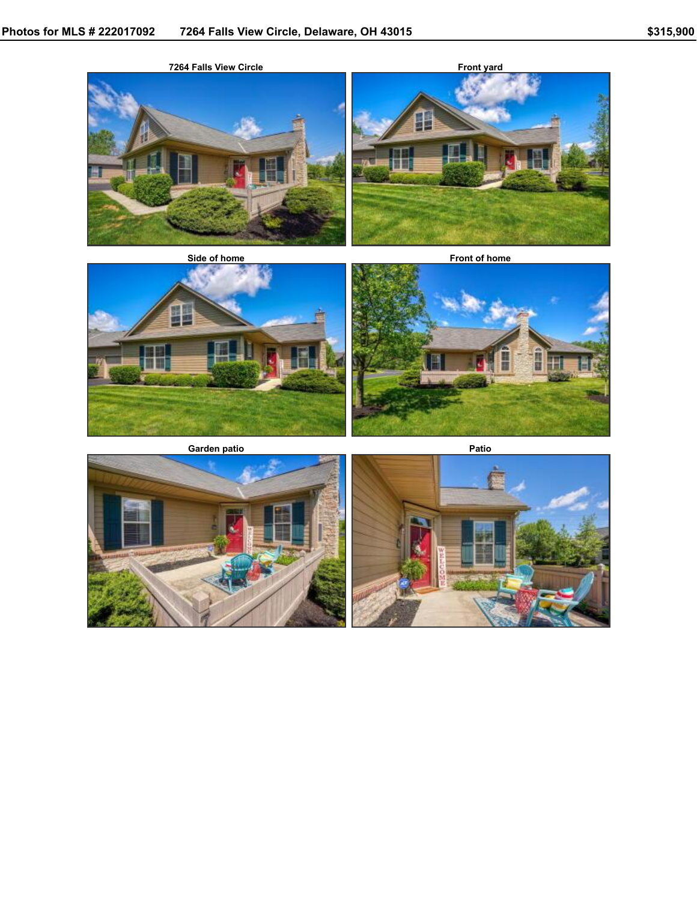**Photos for MLS # 222017092    7264 Falls View Circle, Delaware, OH 43015    $315,900**

7264 Falls View Circle

Front yard

Side of home

Front of home

Garden patio

Patio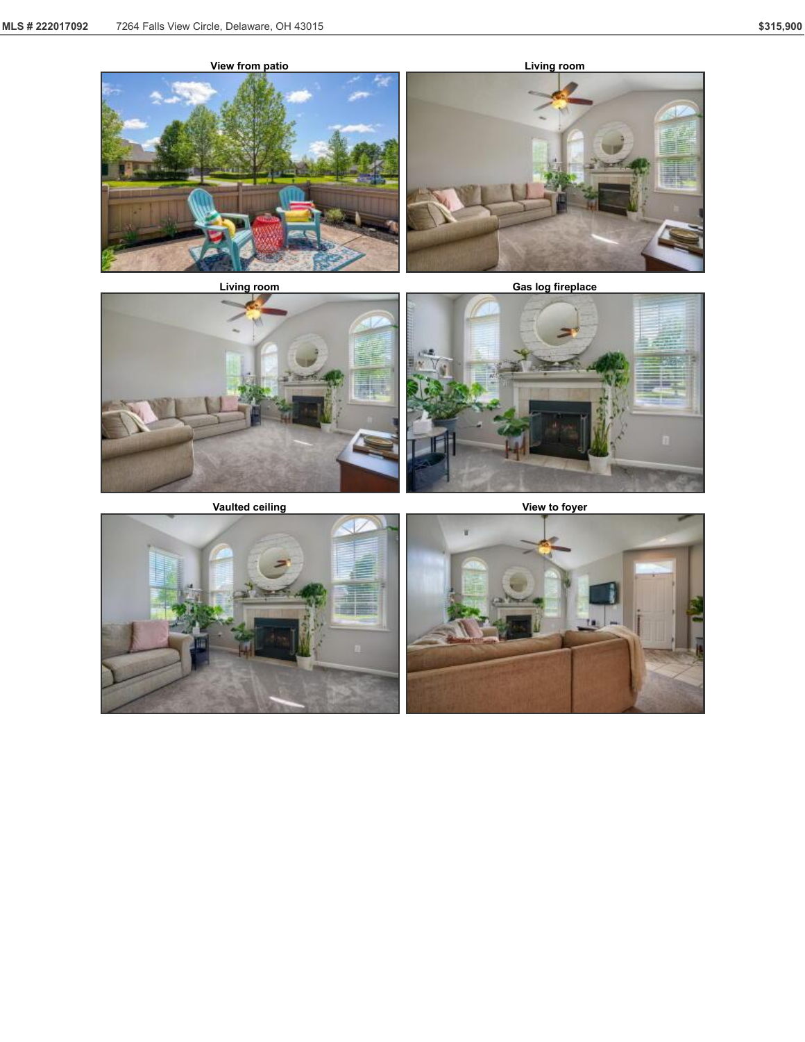View from patio

Living room

Living room

Gas log fireplace

Vaulted ceiling

View to foyer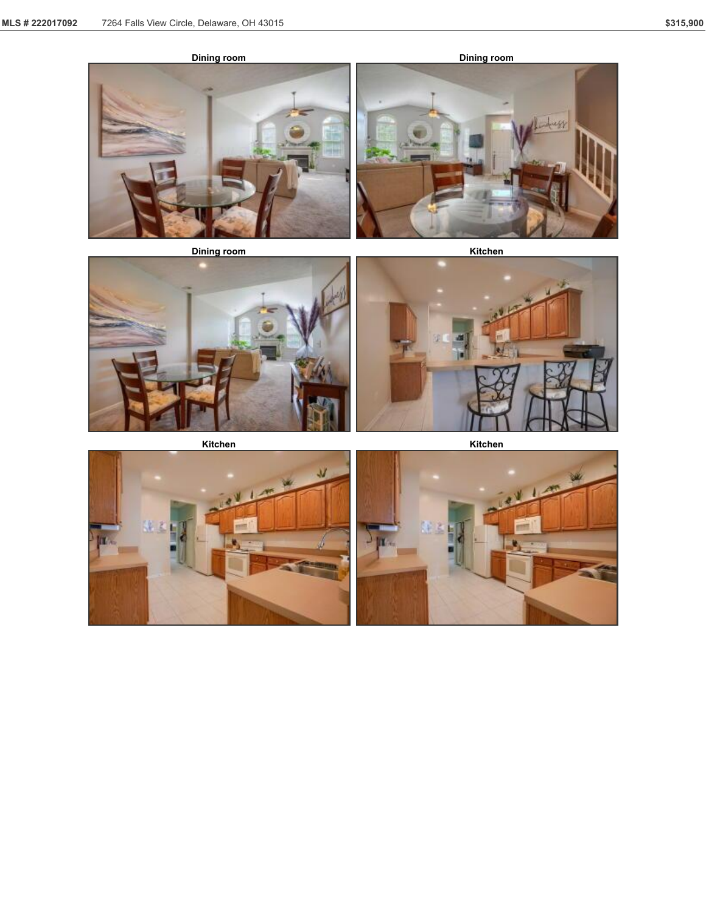Dining room

Dining room

Dining room

Kitchen

Kitchen

Kitchen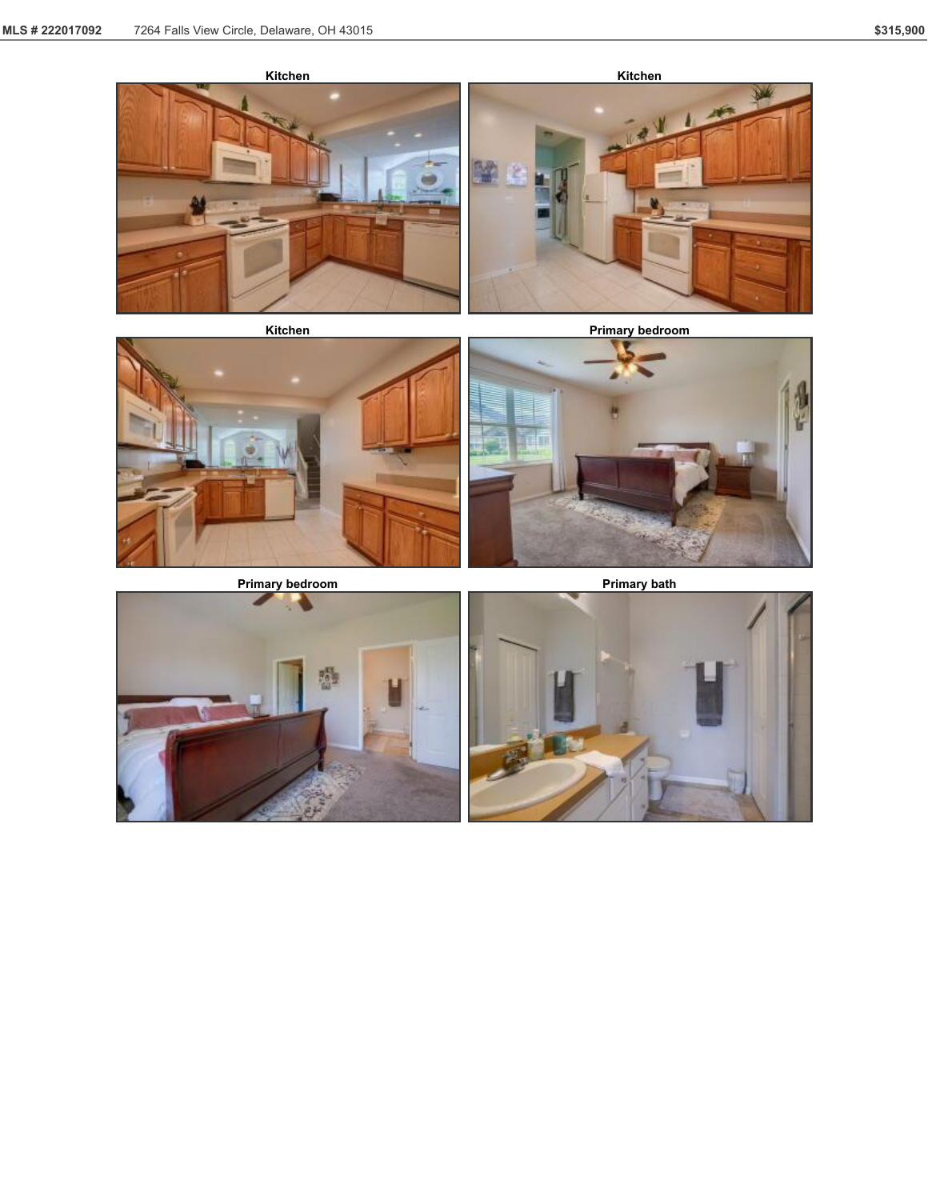Kitchen

Kitchen

Kitchen

Primary bedroom

Primary bedroom

Primary bath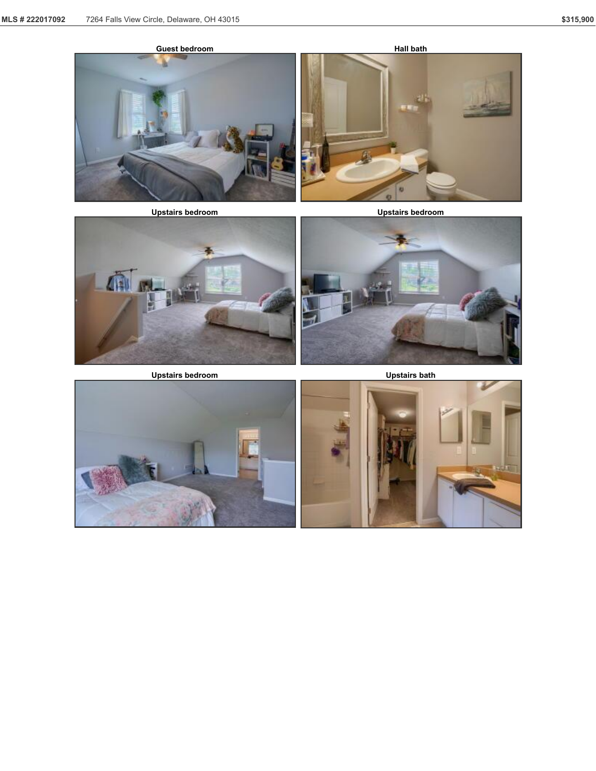Guest bedroom

Hall bath

Upstairs bedroom

Upstairs bedroom

Upstairs bedroom

Upstairs bath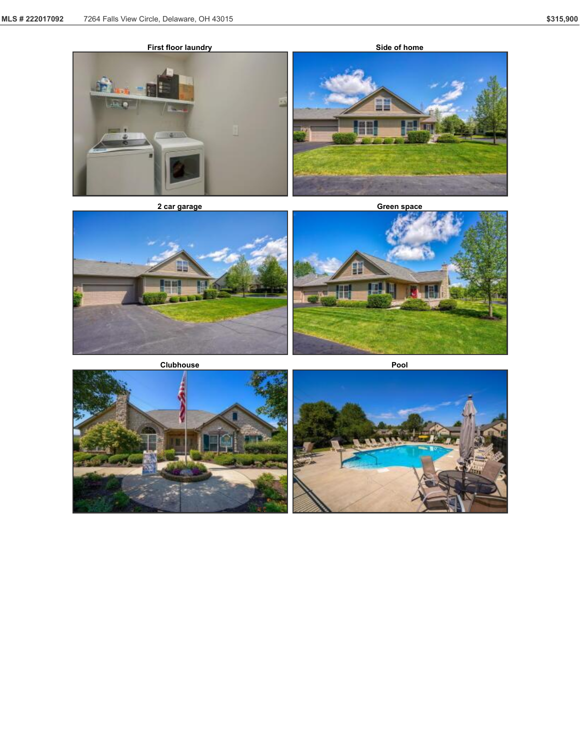First floor laundry

Side of home

2 car garage

Green space

Clubhouse

Pool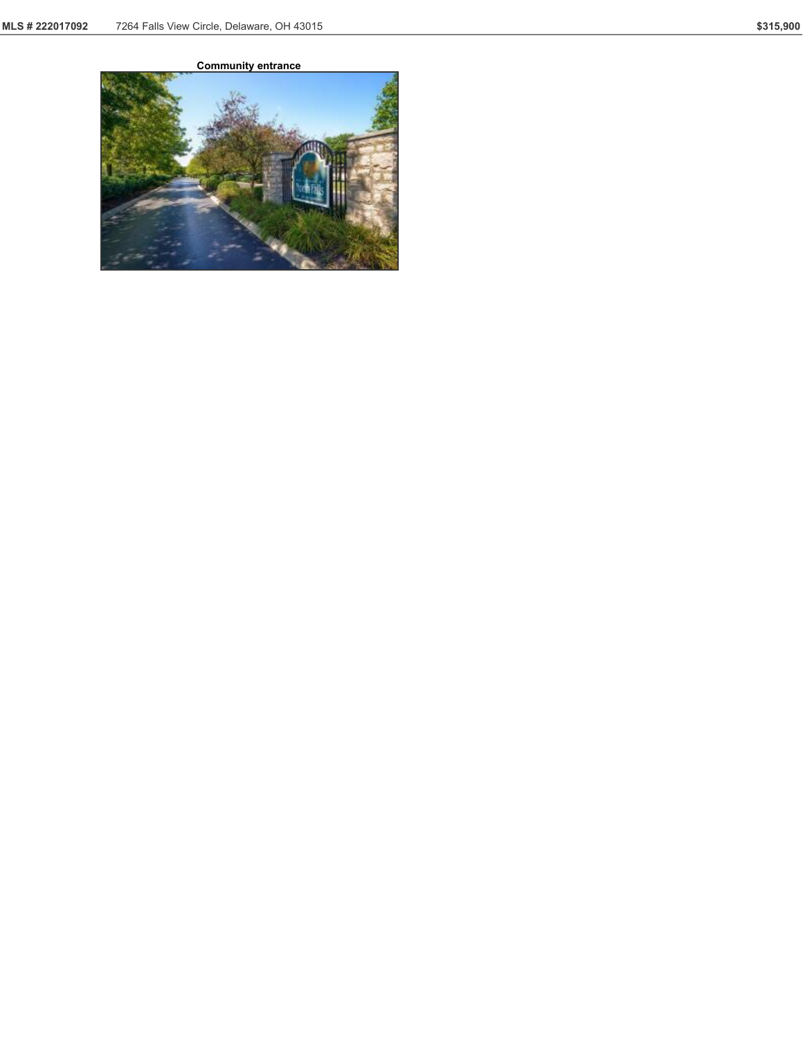Community entrance